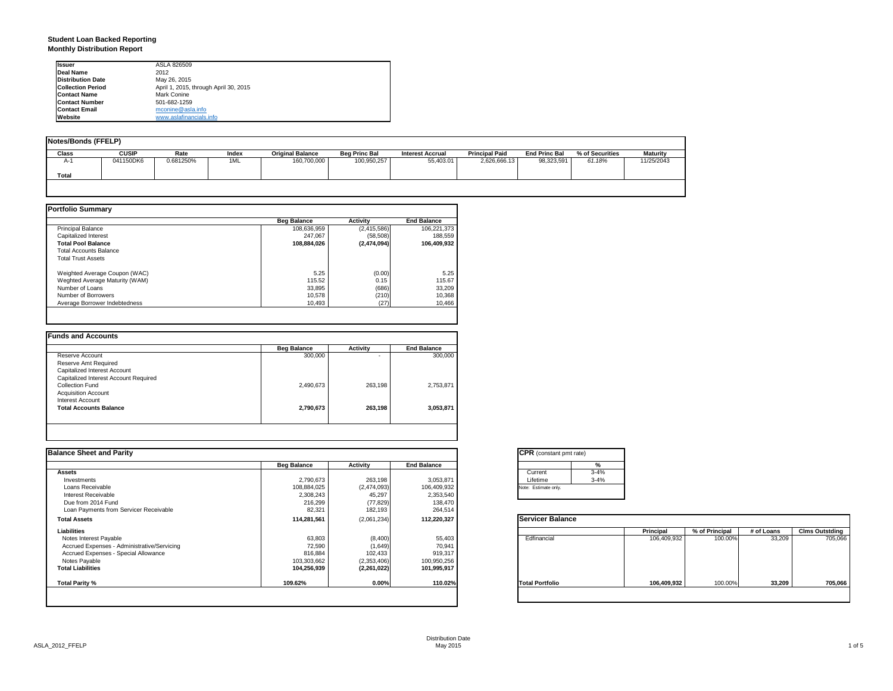# Student Loan Backed Reporting
## Monthly Distribution Report

| | |
|---|---|
| **Issuer** | ASLA 826509 |
| **Deal Name** | 2012 |
| **Distribution Date** | May 26, 2015 |
| **Collection Period** | April 1, 2015, through April 30, 2015 |
| **Contact Name** | Mark Conine |
| **Contact Number** | 501-682-1259 |
| **Contact Email** | mconine@asla.info |
| **Website** | www.aslafinancials.info |

### Notes/Bonds (FFELP)

| Class | CUSIP | Rate | Index | Original Balance | Beg Princ Bal | Interest Accrual | Principal Paid | End Princ Bal | % of Securities | Maturity |
|---|---|---|---|---|---|---|---|---|---|---|
| A-1 | 041150DK6 | 0.681250% | 1ML | 160,700,000 | 100,950,257 | 55,403.01 | 2,626,666.13 | 98,323,591 | *61.18%* | 11/25/2043 |
| **Total** | | | | | | | | | | |

### Portfolio Summary

| | Beg Balance | Activity | End Balance |
|---|---|---|---|
| Principal Balance | 108,636,959 | (2,415,586) | 106,221,373 |
| Capitalized Interest | 247,067 | (58,508) | 188,559 |
| **Total Pool Balance** | **108,884,026** | **(2,474,094)** | **106,409,932** |
| Total Accounts Balance | | | |
| Total Trust Assets | | | |
| | | | |
| Weighted Average Coupon (WAC) | 5.25 | (0.00) | 5.25 |
| Weghted Average Maturity (WAM) | 115.52 | 0.15 | 115.67 |
| Number of Loans | 33,895 | (686) | 33,209 |
| Number of Borrowers | 10,578 | (210) | 10,368 |
| Average Borrower Indebtedness | 10,493 | (27) | 10,466 |

### Funds and Accounts

| | Beg Balance | Activity | End Balance |
|---|---|---|---|
| Reserve Account | 300,000 | - | 300,000 |
| Reserve Amt Required | | | |
| Capitalized Interest Account | | | |
| Capitalized Interest Account Required | | | |
| Collection Fund | 2,490,673 | 263,198 | 2,753,871 |
| Acquisition Account | | | |
| Interest Account | | | |
| **Total Accounts Balance** | **2,790,673** | **263,198** | **3,053,871** |

### Balance Sheet and Parity

| | Beg Balance | Activity | End Balance |
|---|---|---|---|
| **Assets** | | | |
| Investments | 2,790,673 | 263,198 | 3,053,871 |
| Loans Receivable | 108,884,025 | (2,474,093) | 106,409,932 |
| Interest Receivable | 2,308,243 | 45,297 | 2,353,540 |
| Due from 2014 Fund | 216,299 | (77,829) | 138,470 |
| Loan Payments from Servicer Receivable | 82,321 | 182,193 | 264,514 |
| **Total Assets** | **114,281,561** | (2,061,234) | **112,220,327** |
| **Liabilities** | | | |
| Notes Interest Payable | 63,803 | (8,400) | 55,403 |
| Accrued Expenses - Administrative/Servicing | 72,590 | (1,649) | 70,941 |
| Accrued Expenses - Special Allowance | 816,884 | 102,433 | 919,317 |
| Notes Payable | 103,303,662 | (2,353,406) | 100,950,256 |
| **Total Liabilities** | **104,256,939** | **(2,261,022)** | **101,995,917** |
| | | | |
| **Total Parity %** | **109.62%** | **0.00%** | **110.02%** |

### CPR (constant pmt rate)

| | % |
|---|---|
| Current | 3-4% |
| Lifetime | 3-4% |

Note: Estimate only.

### Servicer Balance

| | Principal | % of Principal | # of Loans | Clms Outstding |
|---|---|---|---|---|
| Edfinancial | 106,409,932 | 100.00% | 33,209 | 705,066 |
| **Total Portfolio** | **106,409,932** | 100.00% | **33,209** | **705,066** |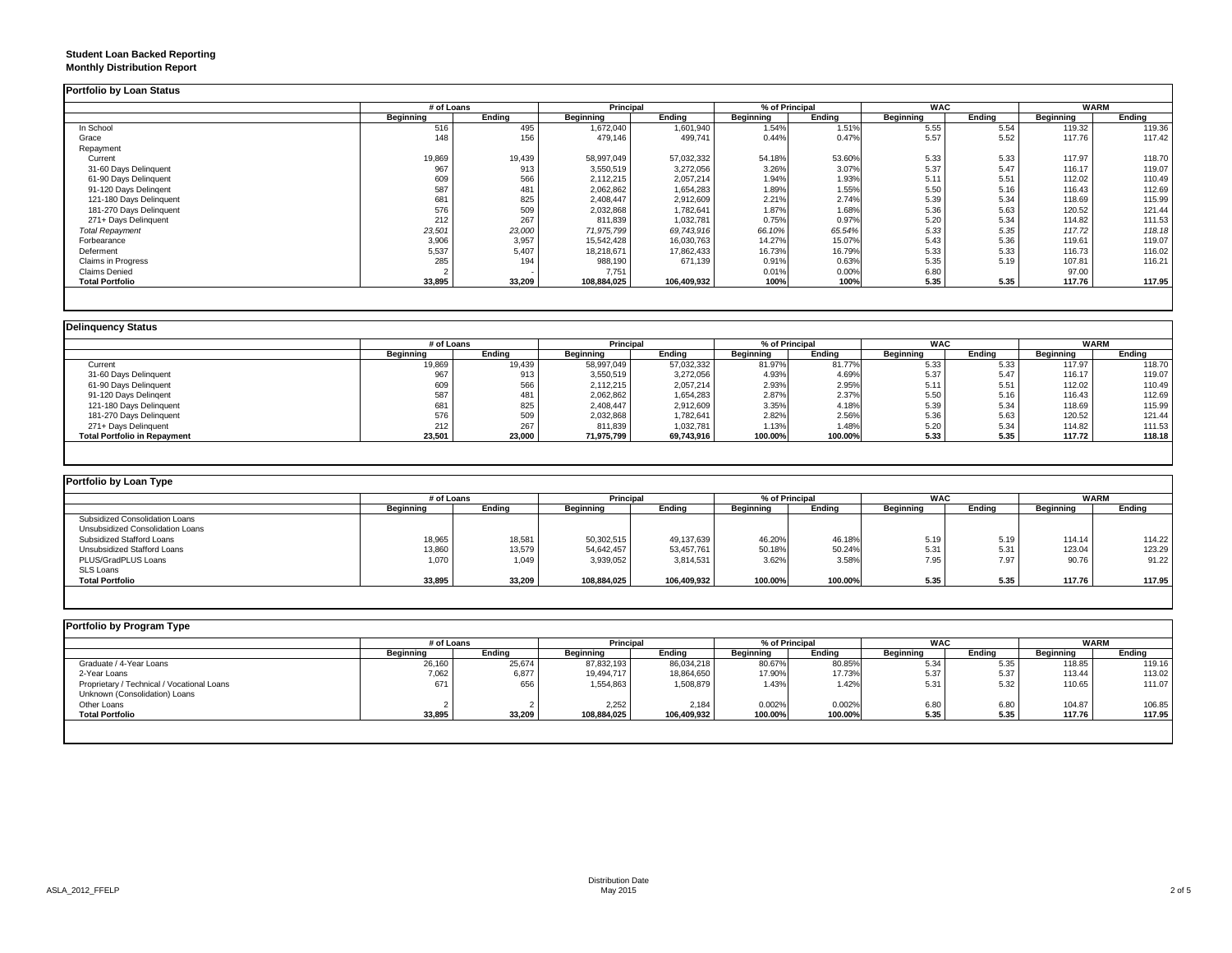**Student Loan Backed Reporting**
**Monthly Distribution Report**

## Portfolio by Loan Status

| | # of Loans | | Principal | | % of Principal | | WAC | | WARM | |
|---|---|---|---|---|---|---|---|---|---|---|
| | Beginning | Ending | Beginning | Ending | Beginning | Ending | Beginning | Ending | Beginning | Ending |
| In School | 516 | 495 | 1,672,040 | 1,601,940 | 1.54% | 1.51% | 5.55 | 5.54 | 119.32 | 119.36 |
| Grace | 148 | 156 | 479,146 | 499,741 | 0.44% | 0.47% | 5.57 | 5.52 | 117.76 | 117.42 |
| Repayment | | | | | | | | | | |
| Current | 19,869 | 19,439 | 58,997,049 | 57,032,332 | 54.18% | 53.60% | 5.33 | 5.33 | 117.97 | 118.70 |
| 31-60 Days Delinquent | 967 | 913 | 3,550,519 | 3,272,056 | 3.26% | 3.07% | 5.37 | 5.47 | 116.17 | 119.07 |
| 61-90 Days Delinquent | 609 | 566 | 2,112,215 | 2,057,214 | 1.94% | 1.93% | 5.11 | 5.51 | 112.02 | 110.49 |
| 91-120 Days Delingent | 587 | 481 | 2,062,862 | 1,654,283 | 1.89% | 1.55% | 5.50 | 5.16 | 116.43 | 112.69 |
| 121-180 Days Delinquent | 681 | 825 | 2,408,447 | 2,912,609 | 2.21% | 2.74% | 5.39 | 5.34 | 118.69 | 115.99 |
| 181-270 Days Delinquent | 576 | 509 | 2,032,868 | 1,782,641 | 1.87% | 1.68% | 5.36 | 5.63 | 120.52 | 121.44 |
| 271+ Days Delinquent | 212 | 267 | 811,839 | 1,032,781 | 0.75% | 0.97% | 5.20 | 5.34 | 114.82 | 111.53 |
| *Total Repayment* | *23,501* | *23,000* | *71,975,799* | *69,743,916* | *66.10%* | *65.54%* | *5.33* | *5.35* | *117.72* | *118.18* |
| Forbearance | 3,906 | 3,957 | 15,542,428 | 16,030,763 | 14.27% | 15.07% | 5.43 | 5.36 | 119.61 | 119.07 |
| Deferment | 5,537 | 5,407 | 18,218,671 | 17,862,433 | 16.73% | 16.79% | 5.33 | 5.33 | 116.73 | 116.02 |
| Claims in Progress | 285 | 194 | 988,190 | 671,139 | 0.91% | 0.63% | 5.35 | 5.19 | 107.81 | 116.21 |
| Claims Denied | 2 | - | 7,751 | | 0.01% | 0.00% | 6.80 | | 97.00 | |
| **Total Portfolio** | **33,895** | **33,209** | **108,884,025** | **106,409,932** | **100%** | **100%** | **5.35** | **5.35** | **117.76** | **117.95** |

## Delinquency Status

| | # of Loans | | Principal | | % of Principal | | WAC | | WARM | |
|---|---|---|---|---|---|---|---|---|---|---|
| | Beginning | Ending | Beginning | Ending | Beginning | Ending | Beginning | Ending | Beginning | Ending |
| Current | 19,869 | 19,439 | 58,997,049 | 57,032,332 | 81.97% | 81.77% | 5.33 | 5.33 | 117.97 | 118.70 |
| 31-60 Days Delinquent | 967 | 913 | 3,550,519 | 3,272,056 | 4.93% | 4.69% | 5.37 | 5.47 | 116.17 | 119.07 |
| 61-90 Days Delinquent | 609 | 566 | 2,112,215 | 2,057,214 | 2.93% | 2.95% | 5.11 | 5.51 | 112.02 | 110.49 |
| 91-120 Days Delingent | 587 | 481 | 2,062,862 | 1,654,283 | 2.87% | 2.37% | 5.50 | 5.16 | 116.43 | 112.69 |
| 121-180 Days Delinquent | 681 | 825 | 2,408,447 | 2,912,609 | 3.35% | 4.18% | 5.39 | 5.34 | 118.69 | 115.99 |
| 181-270 Days Delinquent | 576 | 509 | 2,032,868 | 1,782,641 | 2.82% | 2.56% | 5.36 | 5.63 | 120.52 | 121.44 |
| 271+ Days Delinquent | 212 | 267 | 811,839 | 1,032,781 | 1.13% | 1.48% | 5.20 | 5.34 | 114.82 | 111.53 |
| **Total Portfolio in Repayment** | **23,501** | **23,000** | **71,975,799** | **69,743,916** | **100.00%** | **100.00%** | **5.33** | **5.35** | **117.72** | **118.18** |

## Portfolio by Loan Type

| | # of Loans | | Principal | | % of Principal | | WAC | | WARM | |
|---|---|---|---|---|---|---|---|---|---|---|
| | Beginning | Ending | Beginning | Ending | Beginning | Ending | Beginning | Ending | Beginning | Ending |
| Subsidized Consolidation Loans | | | | | | | | | | |
| Unsubsidized Consolidation Loans | | | | | | | | | | |
| Subsidized Stafford Loans | 18,965 | 18,581 | 50,302,515 | 49,137,639 | 46.20% | 46.18% | 5.19 | 5.19 | 114.14 | 114.22 |
| Unsubsidized Stafford Loans | 13,860 | 13,579 | 54,642,457 | 53,457,761 | 50.18% | 50.24% | 5.31 | 5.31 | 123.04 | 123.29 |
| PLUS/GradPLUS Loans | 1,070 | 1,049 | 3,939,052 | 3,814,531 | 3.62% | 3.58% | 7.95 | 7.97 | 90.76 | 91.22 |
| SLS Loans | | | | | | | | | | |
| **Total Portfolio** | **33,895** | **33,209** | **108,884,025** | **106,409,932** | **100.00%** | **100.00%** | **5.35** | **5.35** | **117.76** | **117.95** |

## Portfolio by Program Type

| | # of Loans | | Principal | | % of Principal | | WAC | | WARM | |
|---|---|---|---|---|---|---|---|---|---|---|
| | Beginning | Ending | Beginning | Ending | Beginning | Ending | Beginning | Ending | Beginning | Ending |
| Graduate / 4-Year Loans | 26,160 | 25,674 | 87,832,193 | 86,034,218 | 80.67% | 80.85% | 5.34 | 5.35 | 118.85 | 119.16 |
| 2-Year Loans | 7,062 | 6,877 | 19,494,717 | 18,864,650 | 17.90% | 17.73% | 5.37 | 5.37 | 113.44 | 113.02 |
| Proprietary / Technical / Vocational Loans | 671 | 656 | 1,554,863 | 1,508,879 | 1.43% | 1.42% | 5.31 | 5.32 | 110.65 | 111.07 |
| Unknown (Consolidation) Loans | | | | | | | | | | |
| Other Loans | 2 | 2 | 2,252 | 2,184 | 0.002% | 0.002% | 6.80 | 6.80 | 104.87 | 106.85 |
| **Total Portfolio** | **33,895** | **33,209** | **108,884,025** | **106,409,932** | **100.00%** | **100.00%** | **5.35** | **5.35** | **117.76** | **117.95** |

Distribution Date
May 2015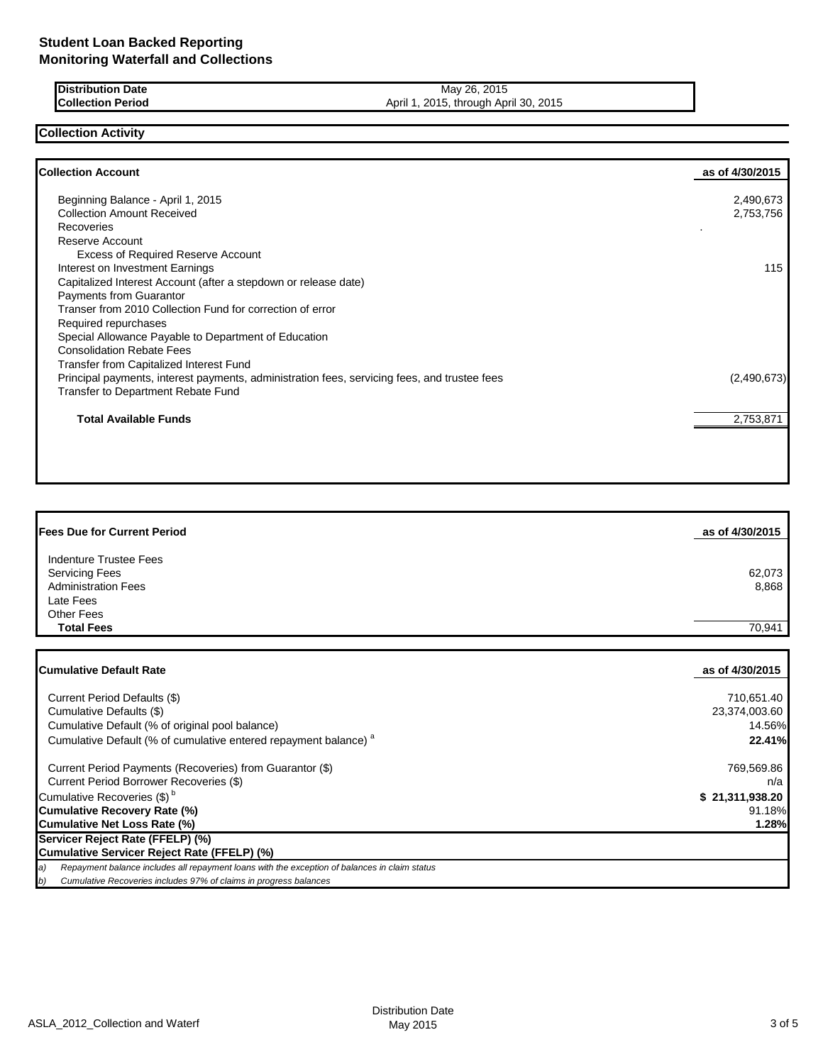# Student Loan Backed Reporting
## Monitoring Waterfall and Collections

| Distribution Date | May 26, 2015 |
|---|---|
| Collection Period | April 1, 2015, through April 30, 2015 |

## Collection Activity

| Collection Account | as of 4/30/2015 |
|---|---|
| Beginning Balance - April 1, 2015 | 2,490,673 |
| Collection Amount Received | 2,753,756 |
| Recoveries | . |
| Reserve Account | |
| Excess of Required Reserve Account | |
| Interest on Investment Earnings | 115 |
| Capitalized Interest Account (after a stepdown or release date) | |
| Payments from Guarantor | |
| Transer from 2010 Collection Fund for correction of error | |
| Required repurchases | |
| Special Allowance Payable to Department of Education | |
| Consolidation Rebate Fees | |
| Transfer from Capitalized Interest Fund | |
| Principal payments, interest payments, administration fees, servicing fees, and trustee fees | (2,490,673) |
| Transfer to Department Rebate Fund | |
| **Total Available Funds** | 2,753,871 |

| Fees Due for Current Period | as of 4/30/2015 |
|---|---|
| Indenture Trustee Fees | |
| Servicing Fees | 62,073 |
| Administration Fees | 8,868 |
| Late Fees | |
| Other Fees | |
| **Total Fees** | 70,941 |

| Cumulative Default Rate | as of 4/30/2015 |
|---|---|
| Current Period Defaults ($) | 710,651.40 |
| Cumulative Defaults ($) | 23,374,003.60 |
| Cumulative Default (% of original pool balance) | 14.56% |
| Cumulative Default (% of cumulative entered repayment balance) [a] | **22.41%** |
| Current Period Payments (Recoveries) from Guarantor ($) | 769,569.86 |
| Current Period Borrower Recoveries ($) | n/a |
| Cumulative Recoveries ($) [b] | **$ 21,311,938.20** |
| **Cumulative Recovery Rate (%)** | 91.18% |
| **Cumulative Net Loss Rate (%)** | **1.28%** |
| **Servicer Reject Rate (FFELP) (%)** | |
| **Cumulative Servicer Reject Rate (FFELP) (%)** | |

*a) Repayment balance includes all repayment loans with the exception of balances in claim status*

*b) Cumulative Recoveries includes 97% of claims in progress balances*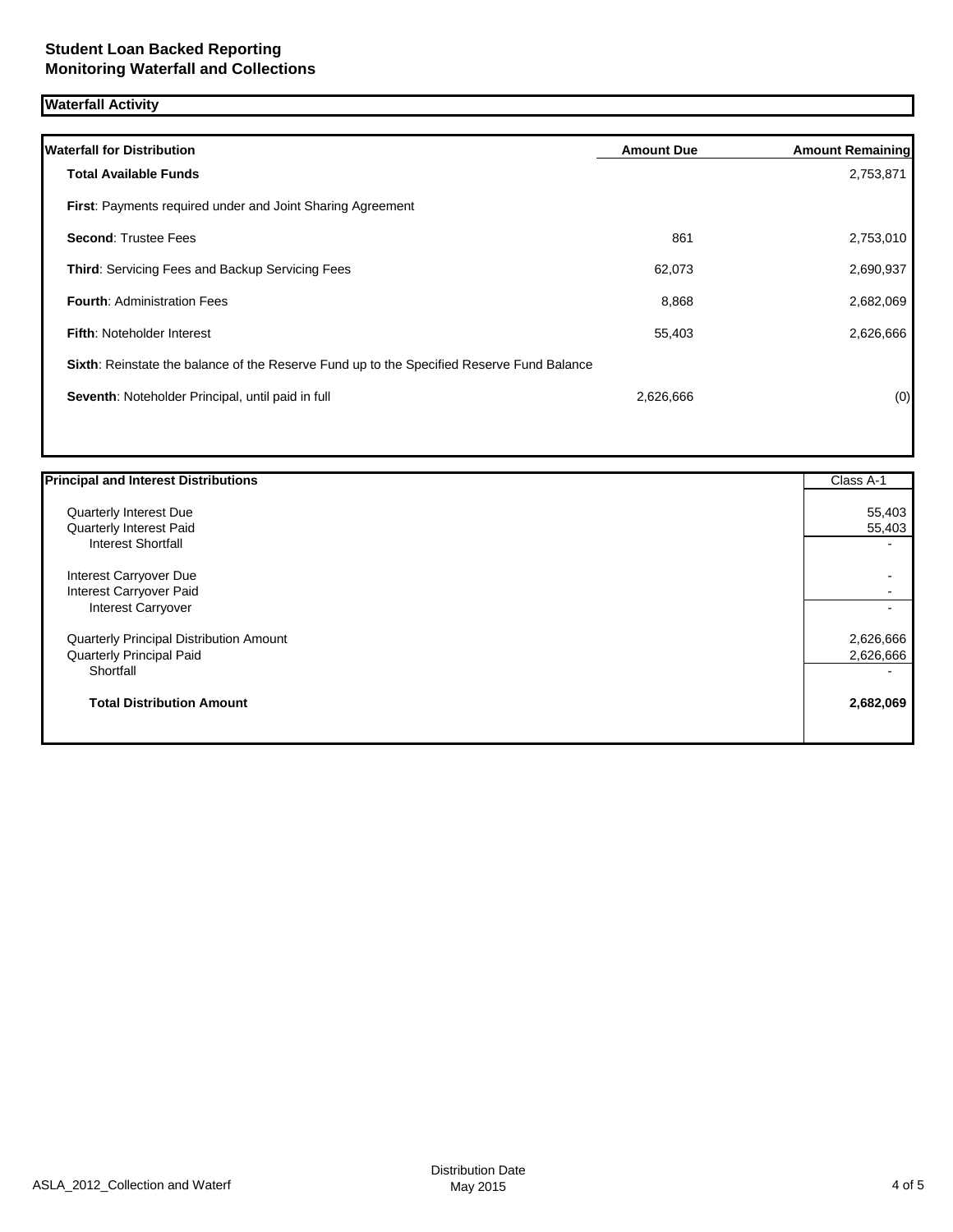# Student Loan Backed Reporting
## Monitoring Waterfall and Collections

### Waterfall Activity

| Waterfall for Distribution | Amount Due | Amount Remaining |
|---|---|---|
| **Total Available Funds** | | 2,753,871 |
| **First**: Payments required under and Joint Sharing Agreement | | |
| **Second**: Trustee Fees | 861 | 2,753,010 |
| **Third**: Servicing Fees and Backup Servicing Fees | 62,073 | 2,690,937 |
| **Fourth**: Administration Fees | 8,868 | 2,682,069 |
| **Fifth**: Noteholder Interest | 55,403 | 2,626,666 |
| **Sixth**: Reinstate the balance of the Reserve Fund up to the Specified Reserve Fund Balance | | |
| **Seventh**: Noteholder Principal, until paid in full | 2,626,666 | (0) |

| Principal and Interest Distributions | Class A-1 |
|---|---|
| Quarterly Interest Due | 55,403 |
| Quarterly Interest Paid | 55,403 |
| Interest Shortfall | - |
| Interest Carryover Due | - |
| Interest Carryover Paid | - |
| Interest Carryover | - |
| Quarterly Principal Distribution Amount | 2,626,666 |
| Quarterly Principal Paid | 2,626,666 |
| Shortfall | - |
| **Total Distribution Amount** | **2,682,069** |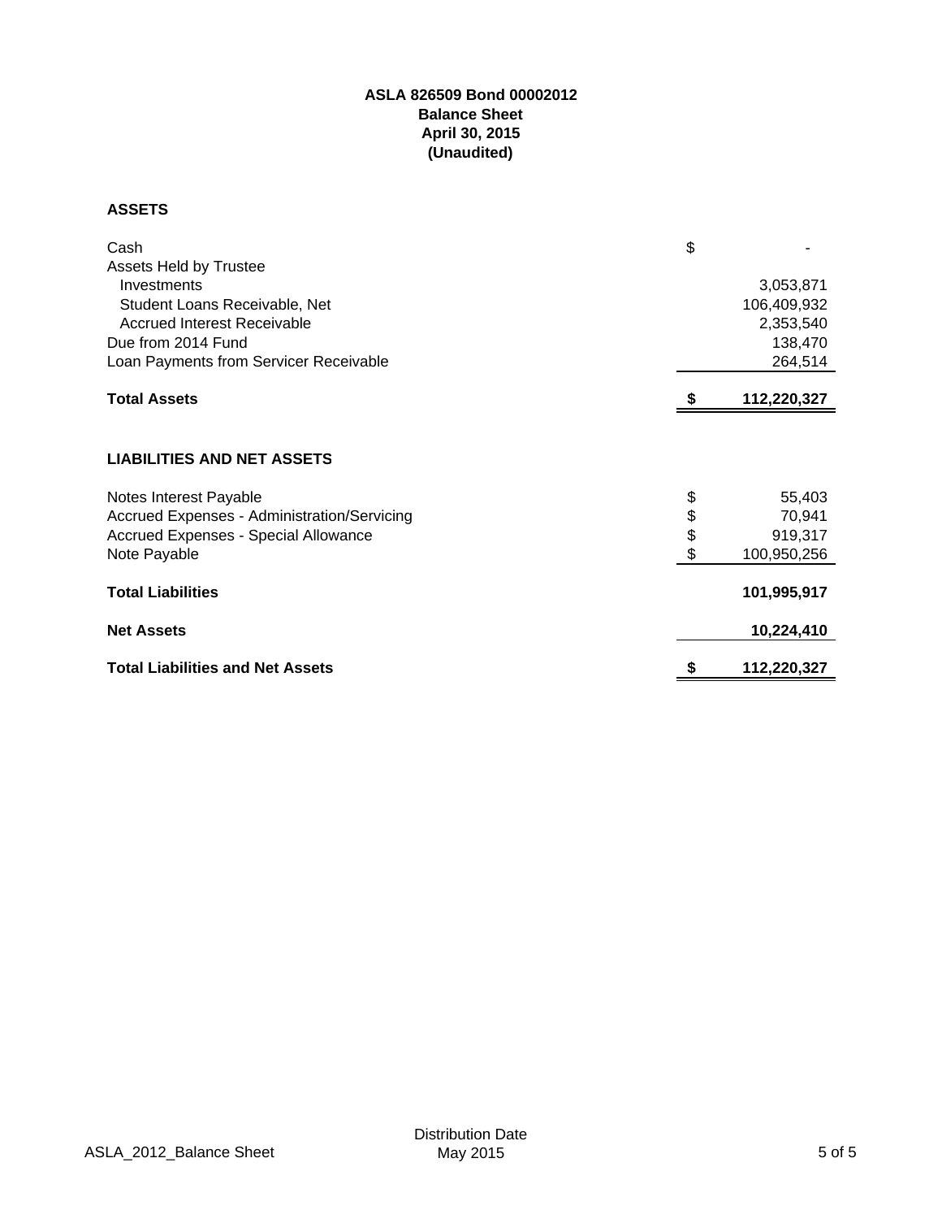**ASLA 826509 Bond 00002012**
**Balance Sheet**
**April 30, 2015**
**(Unaudited)**

**ASSETS**

| | | |
|---|---|---|
| Cash | $ | - |
| Assets Held by Trustee | | |
| Investments | | 3,053,871 |
| Student Loans Receivable, Net | | 106,409,932 |
| Accrued Interest Receivable | | 2,353,540 |
| Due from 2014 Fund | | 138,470 |
| Loan Payments from Servicer Receivable | | 264,514 |
| **Total Assets** | **$** | **112,220,327** |

**LIABILITIES AND NET ASSETS**

| | | |
|---|---|---|
| Notes Interest Payable | $ | 55,403 |
| Accrued Expenses - Administration/Servicing | $ | 70,941 |
| Accrued Expenses - Special Allowance | $ | 919,317 |
| Note Payable | $ | 100,950,256 |
| **Total Liabilities** | | **101,995,917** |
| **Net Assets** | | **10,224,410** |
| **Total Liabilities and Net Assets** | **$** | **112,220,327** |